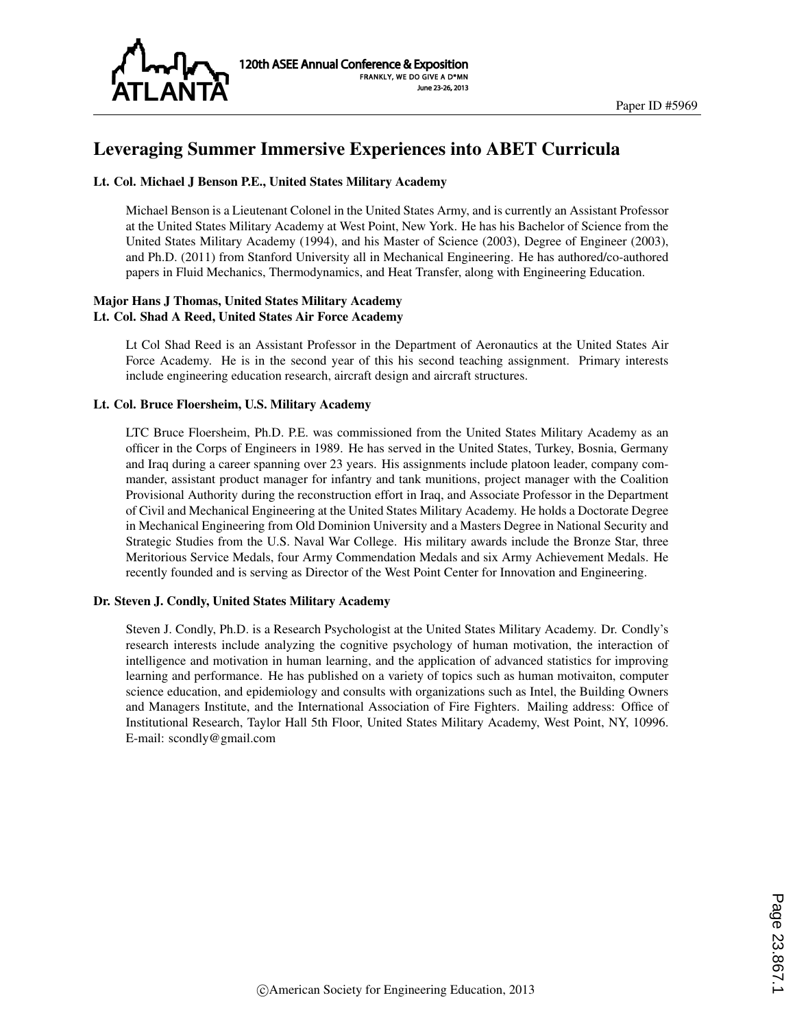# Leveraging Summer Immersive Experiences into ABET Curricula

### Lt. Col. Michael J Benson P.E., United States Military Academy

Michael Benson is a Lieutenant Colonel in the United States Army, and is currently an Assistant Professor at the United States Military Academy at West Point, New York. He has his Bachelor of Science from the United States Military Academy (1994), and his Master of Science (2003), Degree of Engineer (2003), and Ph.D. (2011) from Stanford University all in Mechanical Engineering. He has authored/co-authored papers in Fluid Mechanics, Thermodynamics, and Heat Transfer, along with Engineering Education.

### Major Hans J Thomas, United States Military Academy

### Lt. Col. Shad A Reed, United States Air Force Academy

Lt Col Shad Reed is an Assistant Professor in the Department of Aeronautics at the United States Air Force Academy. He is in the second year of this his second teaching assignment. Primary interests include engineering education research, aircraft design and aircraft structures.

### Lt. Col. Bruce Floersheim, U.S. Military Academy

LTC Bruce Floersheim, Ph.D. P.E. was commissioned from the United States Military Academy as an officer in the Corps of Engineers in 1989. He has served in the United States, Turkey, Bosnia, Germany and Iraq during a career spanning over 23 years. His assignments include platoon leader, company commander, assistant product manager for infantry and tank munitions, project manager with the Coalition Provisional Authority during the reconstruction effort in Iraq, and Associate Professor in the Department of Civil and Mechanical Engineering at the United States Military Academy. He holds a Doctorate Degree in Mechanical Engineering from Old Dominion University and a Masters Degree in National Security and Strategic Studies from the U.S. Naval War College. His military awards include the Bronze Star, three Meritorious Service Medals, four Army Commendation Medals and six Army Achievement Medals. He recently founded and is serving as Director of the West Point Center for Innovation and Engineering.

### Dr. Steven J. Condly, United States Military Academy

Steven J. Condly, Ph.D. is a Research Psychologist at the United States Military Academy. Dr. Condly's research interests include analyzing the cognitive psychology of human motivation, the interaction of intelligence and motivation in human learning, and the application of advanced statistics for improving learning and performance. He has published on a variety of topics such as human motivaiton, computer science education, and epidemiology and consults with organizations such as Intel, the Building Owners and Managers Institute, and the International Association of Fire Fighters. Mailing address: Office of Institutional Research, Taylor Hall 5th Floor, United States Military Academy, West Point, NY, 10996. E-mail: scondly@gmail.com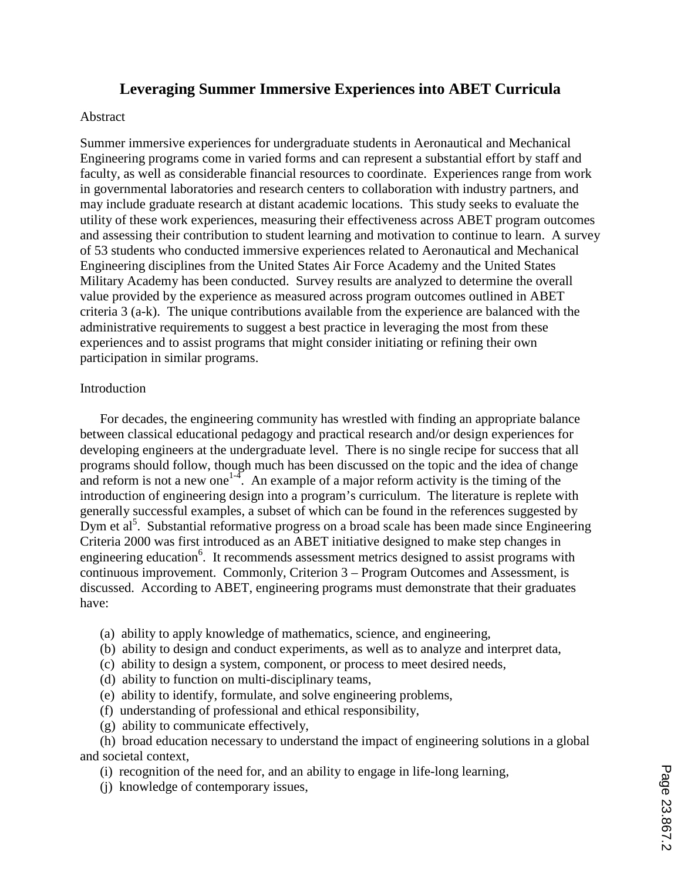# Leveraging Summer Immersive Experiences into ABET Curricula

Abstract

Summer immersive experiences for undergraduate students in Aeronautical and Mechanical Engineering programs come in varied forms and can represent a substantial effort by staff and faculty, as well as considerable financial resources to coordinate. Experiences range from work in governmental laboratories and research centers to collaboration with industry partners, and may include graduate research at distant academic locations. This study seeks to evaluate the utility of these work experiences, measuring their effectiveness across ABET program outcomes and assessing their contribution to student learning and motivation to continue to learn. A survey of 53 students who conducted immersive experiences related to Aeronautical and Mechanical Engineering disciplines from the United States Air Force Academy and the United States Military Academy has been conducted. Survey results are analyzed to determine the overall value provided by the experience as measured across program outcomes outlined in ABET criteria 3 (a-k). The unique contributions available from the experience are balanced with the administrative requirements to suggest a best practice in leveraging the most from these experiences and to assist programs that might consider initiating or refining their own participation in similar programs.

Introduction

For decades, the engineering community has wrestled with finding an appropriate balance between classical educational pedagogy and practical research and/or design experiences for developing engineers at the undergraduate level. There is no single recipe for success that all programs should follow, though much has been discussed on the topic and the idea of change and reform is not a new one[1-4]. An example of a major reform activity is the timing of the introduction of engineering design into a program's curriculum. The literature is replete with generally successful examples, a subset of which can be found in the references suggested by Dym et al[5]. Substantial reformative progress on a broad scale has been made since Engineering Criteria 2000 was first introduced as an ABET initiative designed to make step changes in engineering education[6]. It recommends assessment metrics designed to assist programs with continuous improvement. Commonly, Criterion 3 – Program Outcomes and Assessment, is discussed. According to ABET, engineering programs must demonstrate that their graduates have:

(a) ability to apply knowledge of mathematics, science, and engineering,
(b) ability to design and conduct experiments, as well as to analyze and interpret data,
(c) ability to design a system, component, or process to meet desired needs,
(d) ability to function on multi-disciplinary teams,
(e) ability to identify, formulate, and solve engineering problems,
(f) understanding of professional and ethical responsibility,
(g) ability to communicate effectively,
(h) broad education necessary to understand the impact of engineering solutions in a global and societal context,
(i) recognition of the need for, and an ability to engage in life-long learning,
(j) knowledge of contemporary issues,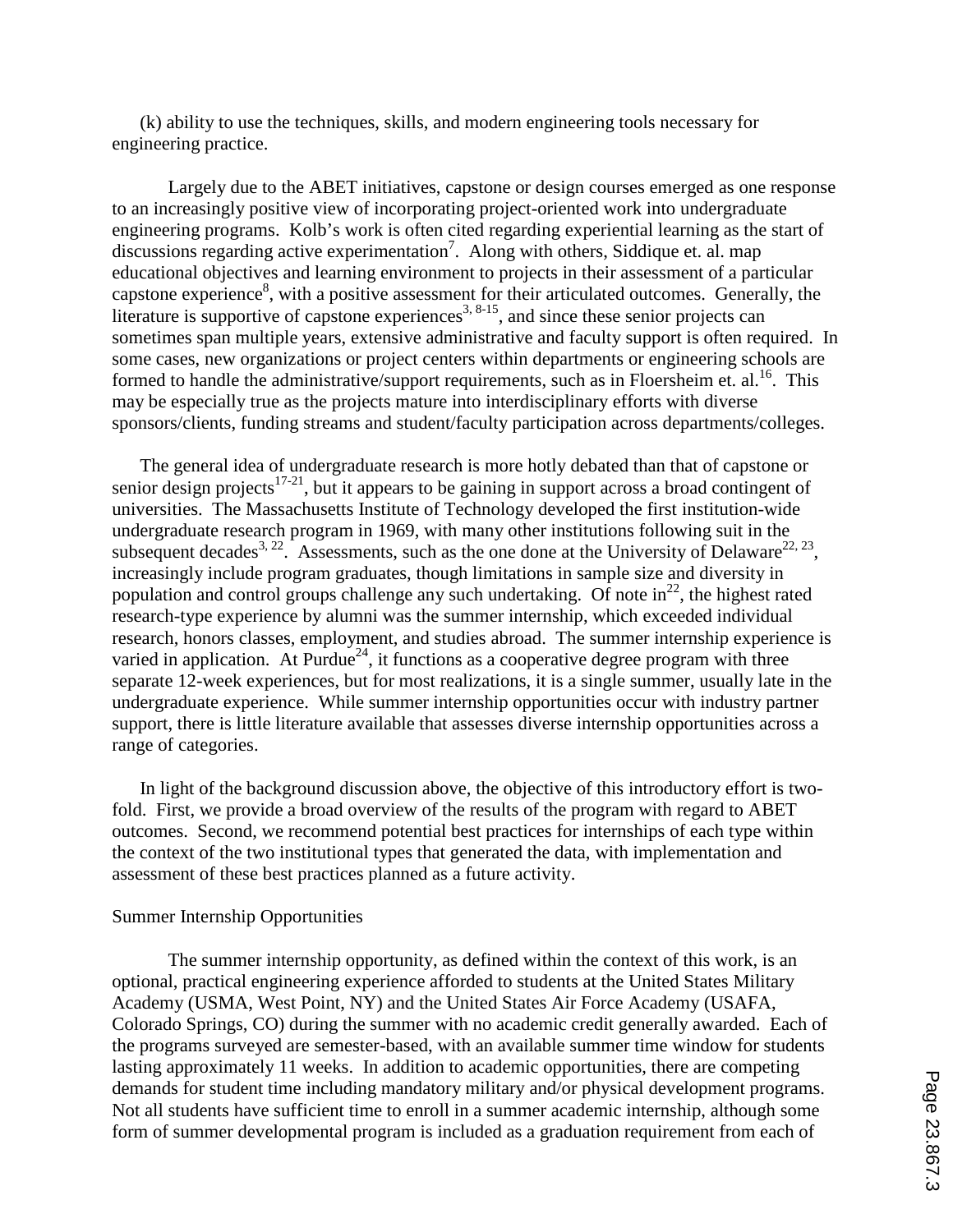(k) ability to use the techniques, skills, and modern engineering tools necessary for engineering practice.

Largely due to the ABET initiatives, capstone or design courses emerged as one response to an increasingly positive view of incorporating project-oriented work into undergraduate engineering programs. Kolb's work is often cited regarding experiential learning as the start of discussions regarding active experimentation[7]. Along with others, Siddique et. al. map educational objectives and learning environment to projects in their assessment of a particular capstone experience[8], with a positive assessment for their articulated outcomes. Generally, the literature is supportive of capstone experiences[3, 8-15], and since these senior projects can sometimes span multiple years, extensive administrative and faculty support is often required. In some cases, new organizations or project centers within departments or engineering schools are formed to handle the administrative/support requirements, such as in Floersheim et. al.[16]. This may be especially true as the projects mature into interdisciplinary efforts with diverse sponsors/clients, funding streams and student/faculty participation across departments/colleges.

The general idea of undergraduate research is more hotly debated than that of capstone or senior design projects[17-21], but it appears to be gaining in support across a broad contingent of universities. The Massachusetts Institute of Technology developed the first institution-wide undergraduate research program in 1969, with many other institutions following suit in the subsequent decades[3, 22]. Assessments, such as the one done at the University of Delaware[22, 23], increasingly include program graduates, though limitations in sample size and diversity in population and control groups challenge any such undertaking. Of note in[22], the highest rated research-type experience by alumni was the summer internship, which exceeded individual research, honors classes, employment, and studies abroad. The summer internship experience is varied in application. At Purdue[24], it functions as a cooperative degree program with three separate 12-week experiences, but for most realizations, it is a single summer, usually late in the undergraduate experience. While summer internship opportunities occur with industry partner support, there is little literature available that assesses diverse internship opportunities across a range of categories.

In light of the background discussion above, the objective of this introductory effort is two-fold. First, we provide a broad overview of the results of the program with regard to ABET outcomes. Second, we recommend potential best practices for internships of each type within the context of the two institutional types that generated the data, with implementation and assessment of these best practices planned as a future activity.

## Summer Internship Opportunities

The summer internship opportunity, as defined within the context of this work, is an optional, practical engineering experience afforded to students at the United States Military Academy (USMA, West Point, NY) and the United States Air Force Academy (USAFA, Colorado Springs, CO) during the summer with no academic credit generally awarded. Each of the programs surveyed are semester-based, with an available summer time window for students lasting approximately 11 weeks. In addition to academic opportunities, there are competing demands for student time including mandatory military and/or physical development programs. Not all students have sufficient time to enroll in a summer academic internship, although some form of summer developmental program is included as a graduation requirement from each of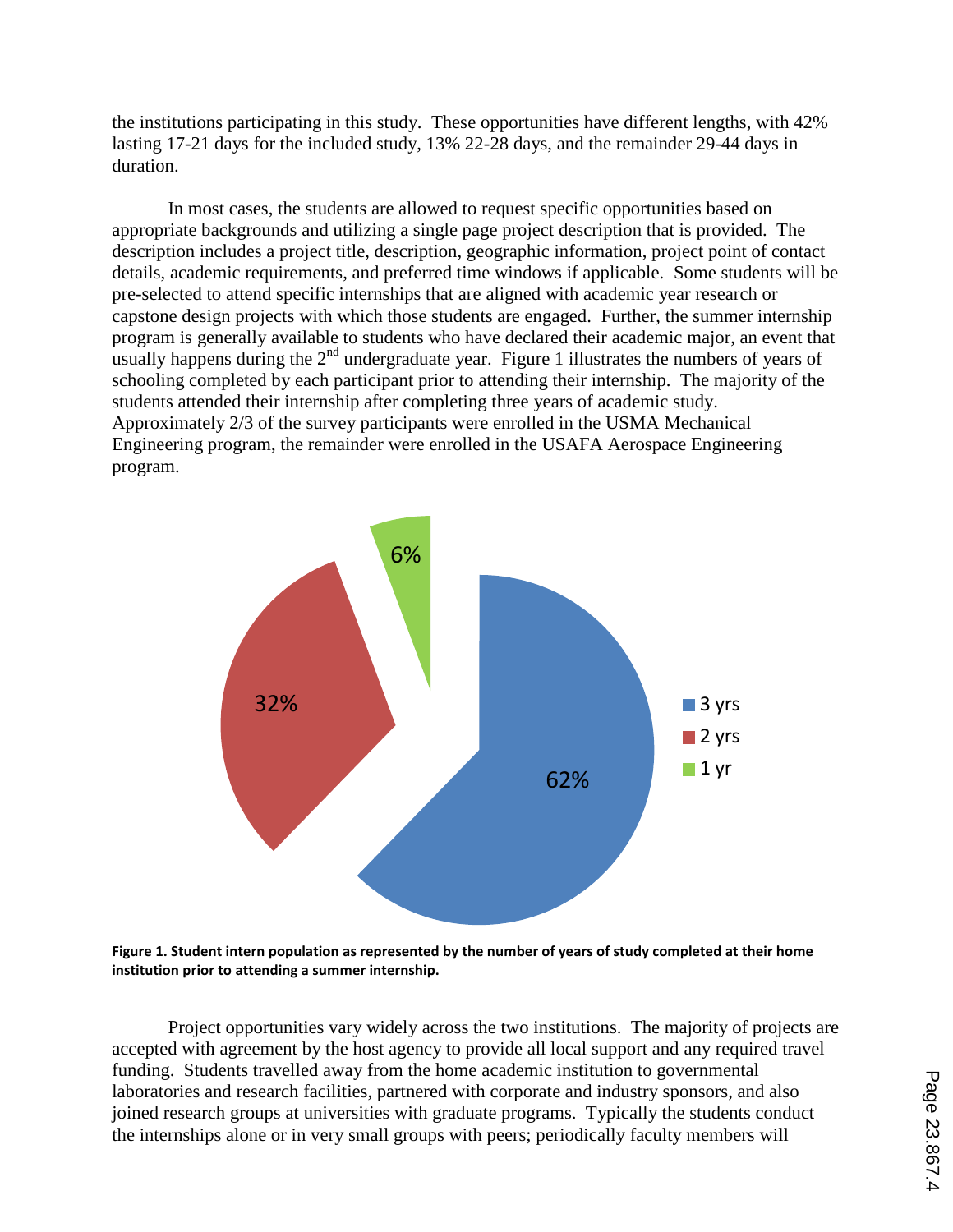the institutions participating in this study. These opportunities have different lengths, with 42% lasting 17-21 days for the included study, 13% 22-28 days, and the remainder 29-44 days in duration.

In most cases, the students are allowed to request specific opportunities based on appropriate backgrounds and utilizing a single page project description that is provided. The description includes a project title, description, geographic information, project point of contact details, academic requirements, and preferred time windows if applicable. Some students will be pre-selected to attend specific internships that are aligned with academic year research or capstone design projects with which those students are engaged. Further, the summer internship program is generally available to students who have declared their academic major, an event that usually happens during the 2nd undergraduate year. Figure 1 illustrates the numbers of years of schooling completed by each participant prior to attending their internship. The majority of the students attended their internship after completing three years of academic study. Approximately 2/3 of the survey participants were enrolled in the USMA Mechanical Engineering program, the remainder were enrolled in the USAFA Aerospace Engineering program.

| Years of study completed | Percentage |
|---|---|
| 3 yrs | 62% |
| 2 yrs | 32% |
| 1 yr | 6% |

**Figure 1. Student intern population as represented by the number of years of study completed at their home institution prior to attending a summer internship.**

Project opportunities vary widely across the two institutions. The majority of projects are accepted with agreement by the host agency to provide all local support and any required travel funding. Students travelled away from the home academic institution to governmental laboratories and research facilities, partnered with corporate and industry sponsors, and also joined research groups at universities with graduate programs. Typically the students conduct the internships alone or in very small groups with peers; periodically faculty members will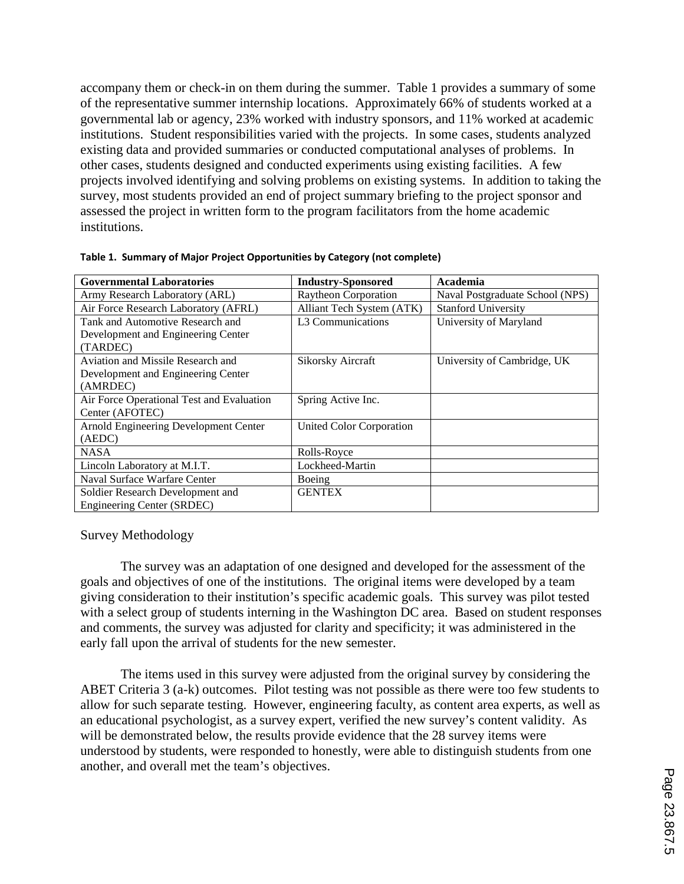accompany them or check-in on them during the summer. Table 1 provides a summary of some of the representative summer internship locations. Approximately 66% of students worked at a governmental lab or agency, 23% worked with industry sponsors, and 11% worked at academic institutions. Student responsibilities varied with the projects. In some cases, students analyzed existing data and provided summaries or conducted computational analyses of problems. In other cases, students designed and conducted experiments using existing facilities. A few projects involved identifying and solving problems on existing systems. In addition to taking the survey, most students provided an end of project summary briefing to the project sponsor and assessed the project in written form to the program facilitators from the home academic institutions.

**Table 1. Summary of Major Project Opportunities by Category (not complete)**

| Governmental Laboratories | Industry-Sponsored | Academia |
|---|---|---|
| Army Research Laboratory (ARL) | Raytheon Corporation | Naval Postgraduate School (NPS) |
| Air Force Research Laboratory (AFRL) | Alliant Tech System (ATK) | Stanford University |
| Tank and Automotive Research and Development and Engineering Center (TARDEC) | L3 Communications | University of Maryland |
| Aviation and Missile Research and Development and Engineering Center (AMRDEC) | Sikorsky Aircraft | University of Cambridge, UK |
| Air Force Operational Test and Evaluation Center (AFOTEC) | Spring Active Inc. | |
| Arnold Engineering Development Center (AEDC) | United Color Corporation | |
| NASA | Rolls-Royce | |
| Lincoln Laboratory at M.I.T. | Lockheed-Martin | |
| Naval Surface Warfare Center | Boeing | |
| Soldier Research Development and Engineering Center (SRDEC) | GENTEX | |

## Survey Methodology

The survey was an adaptation of one designed and developed for the assessment of the goals and objectives of one of the institutions. The original items were developed by a team giving consideration to their institution's specific academic goals. This survey was pilot tested with a select group of students interning in the Washington DC area. Based on student responses and comments, the survey was adjusted for clarity and specificity; it was administered in the early fall upon the arrival of students for the new semester.

The items used in this survey were adjusted from the original survey by considering the ABET Criteria 3 (a-k) outcomes. Pilot testing was not possible as there were too few students to allow for such separate testing. However, engineering faculty, as content area experts, as well as an educational psychologist, as a survey expert, verified the new survey's content validity. As will be demonstrated below, the results provide evidence that the 28 survey items were understood by students, were responded to honestly, were able to distinguish students from one another, and overall met the team's objectives.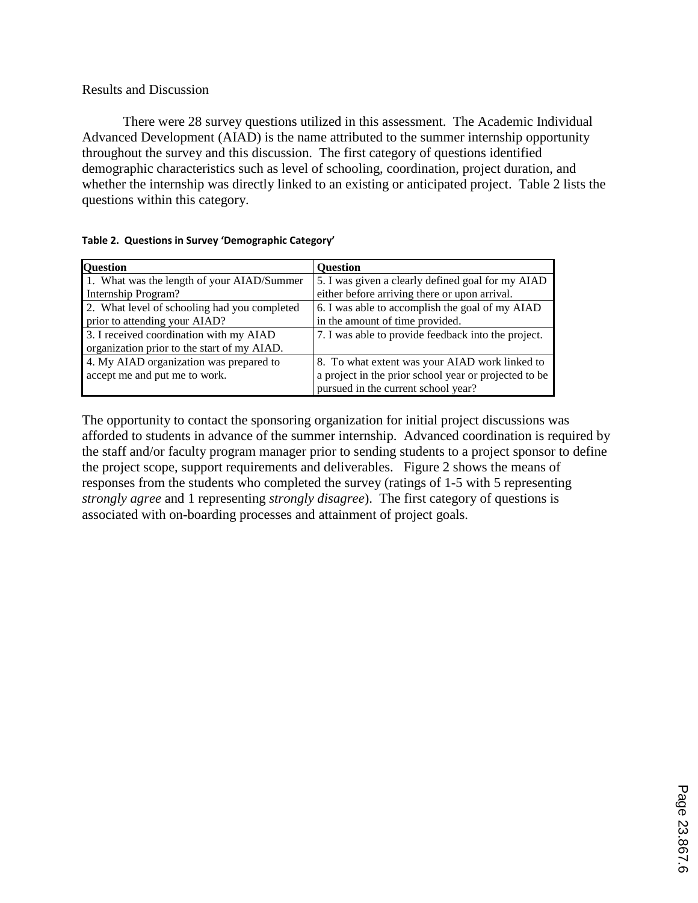## Results and Discussion

There were 28 survey questions utilized in this assessment. The Academic Individual Advanced Development (AIAD) is the name attributed to the summer internship opportunity throughout the survey and this discussion. The first category of questions identified demographic characteristics such as level of schooling, coordination, project duration, and whether the internship was directly linked to an existing or anticipated project. Table 2 lists the questions within this category.

**Table 2. Questions in Survey 'Demographic Category'**

| Question | Question |
| --- | --- |
| 1. What was the length of your AIAD/Summer Internship Program? | 5. I was given a clearly defined goal for my AIAD either before arriving there or upon arrival. |
| 2. What level of schooling had you completed prior to attending your AIAD? | 6. I was able to accomplish the goal of my AIAD in the amount of time provided. |
| 3. I received coordination with my AIAD organization prior to the start of my AIAD. | 7. I was able to provide feedback into the project. |
| 4. My AIAD organization was prepared to accept me and put me to work. | 8. To what extent was your AIAD work linked to a project in the prior school year or projected to be pursued in the current school year? |

The opportunity to contact the sponsoring organization for initial project discussions was afforded to students in advance of the summer internship. Advanced coordination is required by the staff and/or faculty program manager prior to sending students to a project sponsor to define the project scope, support requirements and deliverables. Figure 2 shows the means of responses from the students who completed the survey (ratings of 1-5 with 5 representing *strongly agree* and 1 representing *strongly disagree*). The first category of questions is associated with on-boarding processes and attainment of project goals.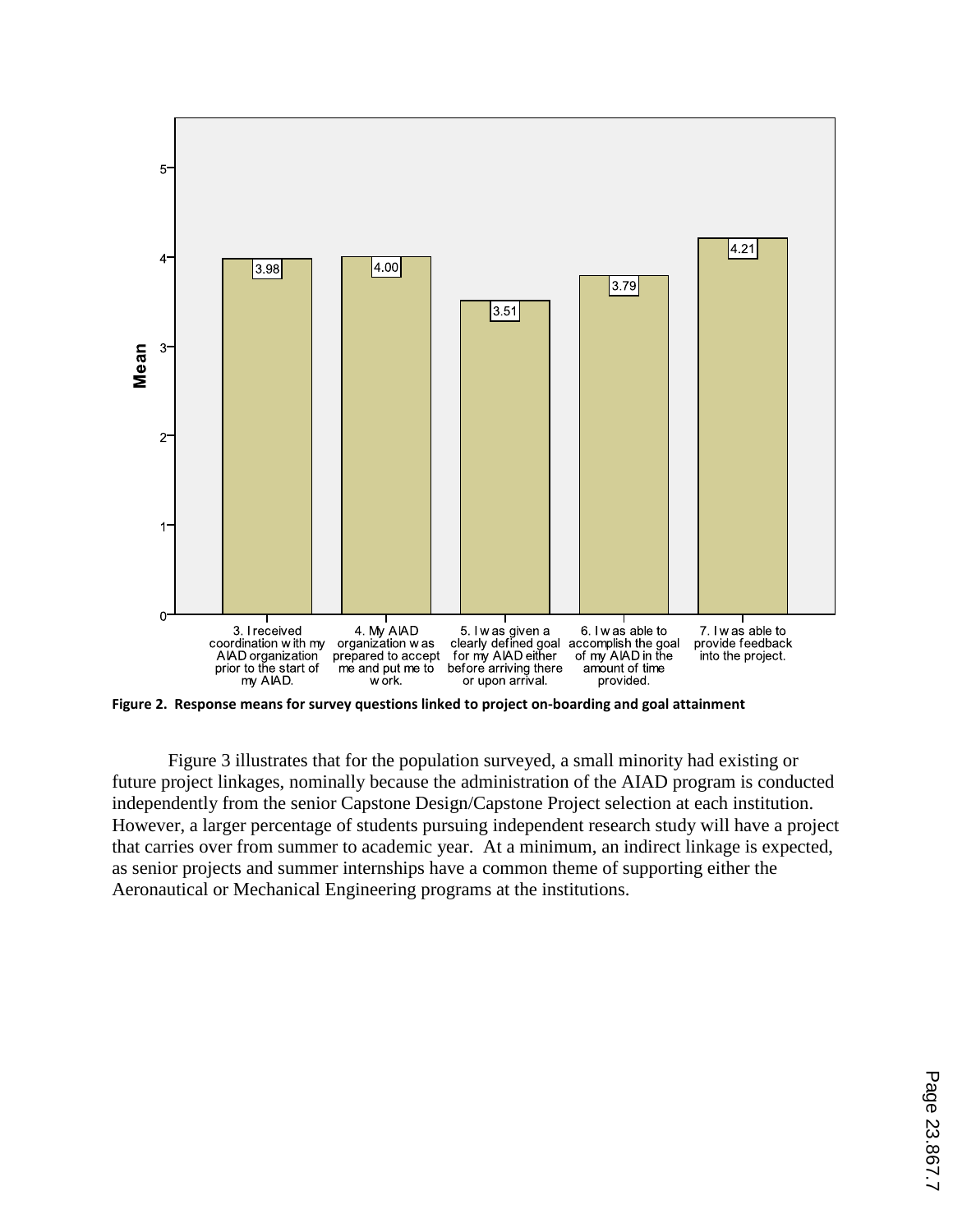Figure 2. Response means for survey questions linked to project on-boarding and goal attainment

Figure 3 illustrates that for the population surveyed, a small minority had existing or future project linkages, nominally because the administration of the AIAD program is conducted independently from the senior Capstone Design/Capstone Project selection at each institution. However, a larger percentage of students pursuing independent research study will have a project that carries over from summer to academic year. At a minimum, an indirect linkage is expected, as senior projects and summer internships have a common theme of supporting either the Aeronautical or Mechanical Engineering programs at the institutions.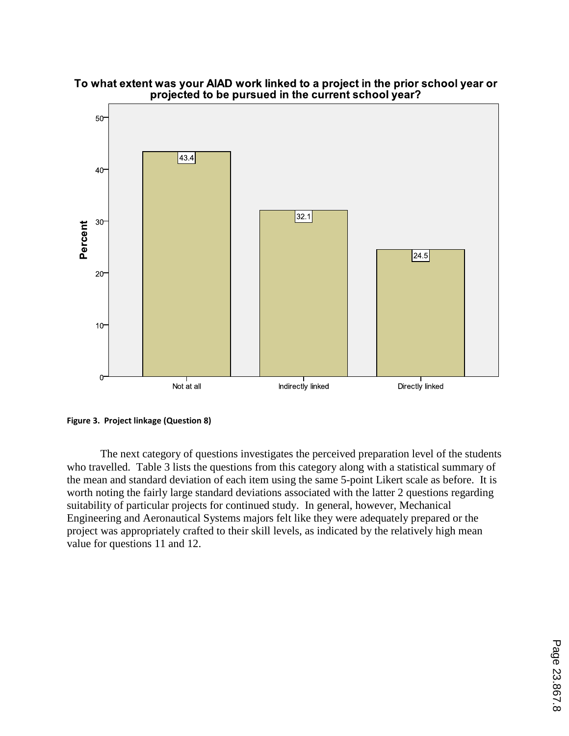Figure 3. Project linkage (Question 8)

The next category of questions investigates the perceived preparation level of the students who travelled. Table 3 lists the questions from this category along with a statistical summary of the mean and standard deviation of each item using the same 5-point Likert scale as before. It is worth noting the fairly large standard deviations associated with the latter 2 questions regarding suitability of particular projects for continued study. In general, however, Mechanical Engineering and Aeronautical Systems majors felt like they were adequately prepared or the project was appropriately crafted to their skill levels, as indicated by the relatively high mean value for questions 11 and 12.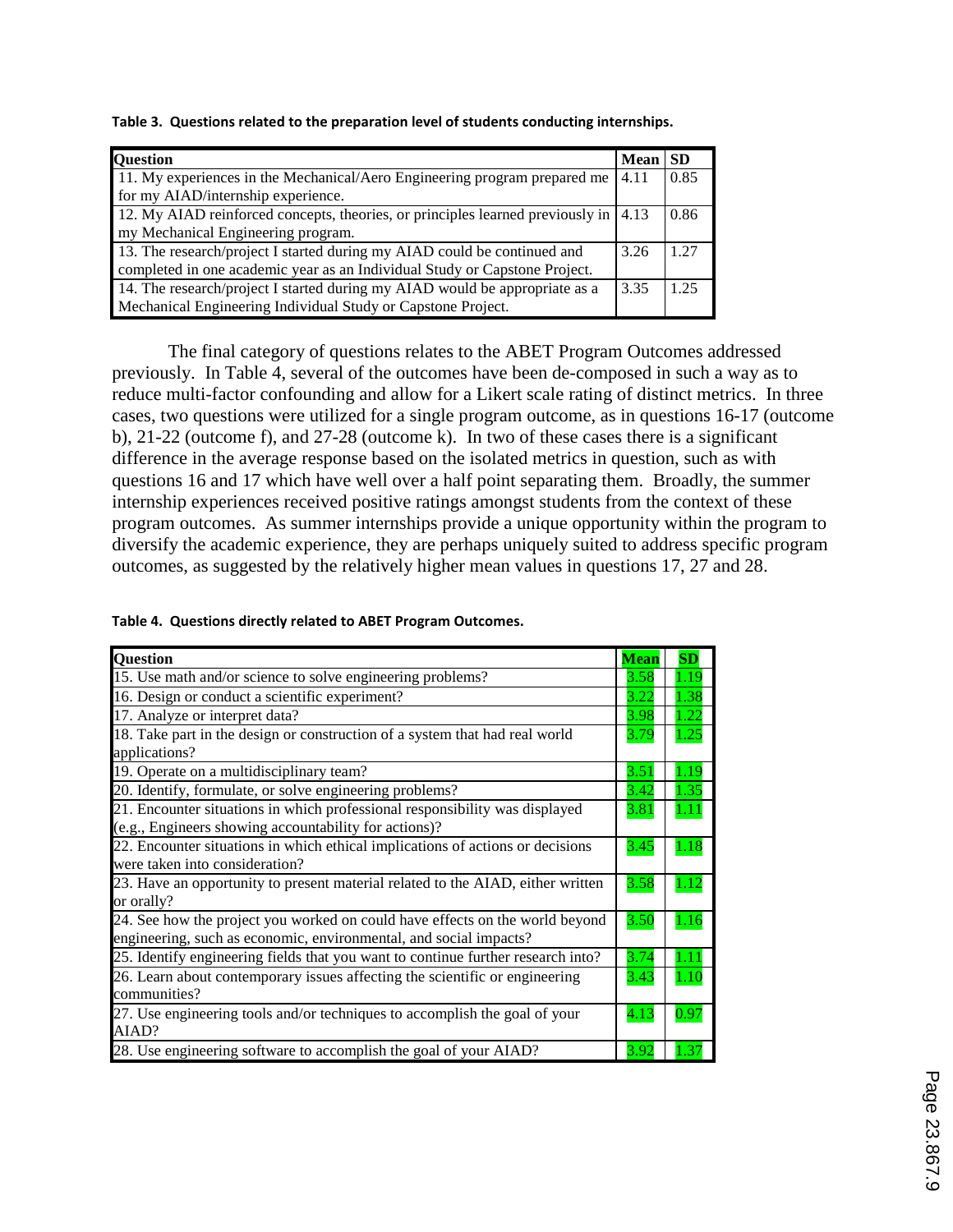**Table 3. Questions related to the preparation level of students conducting internships.**

| Question | Mean | SD |
|---|---|---|
| 11. My experiences in the Mechanical/Aero Engineering program prepared me for my AIAD/internship experience. | 4.11 | 0.85 |
| 12. My AIAD reinforced concepts, theories, or principles learned previously in my Mechanical Engineering program. | 4.13 | 0.86 |
| 13. The research/project I started during my AIAD could be continued and completed in one academic year as an Individual Study or Capstone Project. | 3.26 | 1.27 |
| 14. The research/project I started during my AIAD would be appropriate as a Mechanical Engineering Individual Study or Capstone Project. | 3.35 | 1.25 |

The final category of questions relates to the ABET Program Outcomes addressed previously. In Table 4, several of the outcomes have been de-composed in such a way as to reduce multi-factor confounding and allow for a Likert scale rating of distinct metrics. In three cases, two questions were utilized for a single program outcome, as in questions 16-17 (outcome b), 21-22 (outcome f), and 27-28 (outcome k). In two of these cases there is a significant difference in the average response based on the isolated metrics in question, such as with questions 16 and 17 which have well over a half point separating them. Broadly, the summer internship experiences received positive ratings amongst students from the context of these program outcomes. As summer internships provide a unique opportunity within the program to diversify the academic experience, they are perhaps uniquely suited to address specific program outcomes, as suggested by the relatively higher mean values in questions 17, 27 and 28.

**Table 4. Questions directly related to ABET Program Outcomes.**

| Question | Mean | SD |
|---|---|---|
| 15. Use math and/or science to solve engineering problems? | 3.58 | 1.19 |
| 16. Design or conduct a scientific experiment? | 3.22 | 1.38 |
| 17. Analyze or interpret data? | 3.98 | 1.22 |
| 18. Take part in the design or construction of a system that had real world applications? | 3.79 | 1.25 |
| 19. Operate on a multidisciplinary team? | 3.51 | 1.19 |
| 20. Identify, formulate, or solve engineering problems? | 3.42 | 1.35 |
| 21. Encounter situations in which professional responsibility was displayed (e.g., Engineers showing accountability for actions)? | 3.81 | 1.11 |
| 22. Encounter situations in which ethical implications of actions or decisions were taken into consideration? | 3.45 | 1.18 |
| 23. Have an opportunity to present material related to the AIAD, either written or orally? | 3.58 | 1.12 |
| 24. See how the project you worked on could have effects on the world beyond engineering, such as economic, environmental, and social impacts? | 3.50 | 1.16 |
| 25. Identify engineering fields that you want to continue further research into? | 3.74 | 1.11 |
| 26. Learn about contemporary issues affecting the scientific or engineering communities? | 3.43 | 1.10 |
| 27. Use engineering tools and/or techniques to accomplish the goal of your AIAD? | 4.13 | 0.97 |
| 28. Use engineering software to accomplish the goal of your AIAD? | 3.92 | 1.37 |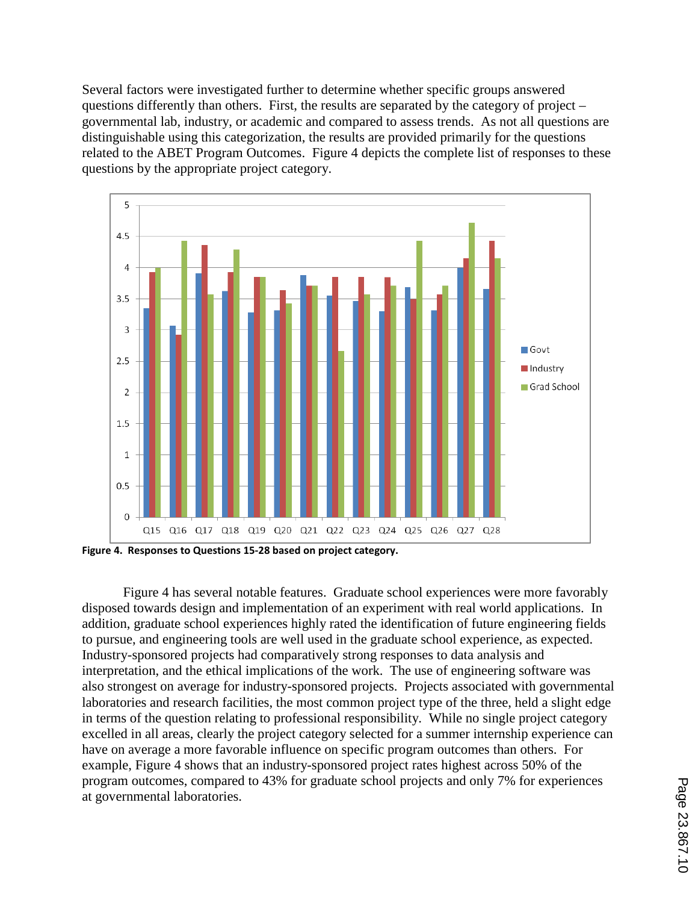Several factors were investigated further to determine whether specific groups answered questions differently than others. First, the results are separated by the category of project – governmental lab, industry, or academic and compared to assess trends. As not all questions are distinguishable using this categorization, the results are provided primarily for the questions related to the ABET Program Outcomes. Figure 4 depicts the complete list of responses to these questions by the appropriate project category.

**Figure 4. Responses to Questions 15-28 based on project category.**

Figure 4 has several notable features. Graduate school experiences were more favorably disposed towards design and implementation of an experiment with real world applications. In addition, graduate school experiences highly rated the identification of future engineering fields to pursue, and engineering tools are well used in the graduate school experience, as expected. Industry-sponsored projects had comparatively strong responses to data analysis and interpretation, and the ethical implications of the work. The use of engineering software was also strongest on average for industry-sponsored projects. Projects associated with governmental laboratories and research facilities, the most common project type of the three, held a slight edge in terms of the question relating to professional responsibility. While no single project category excelled in all areas, clearly the project category selected for a summer internship experience can have on average a more favorable influence on specific program outcomes than others. For example, Figure 4 shows that an industry-sponsored project rates highest across 50% of the program outcomes, compared to 43% for graduate school projects and only 7% for experiences at governmental laboratories.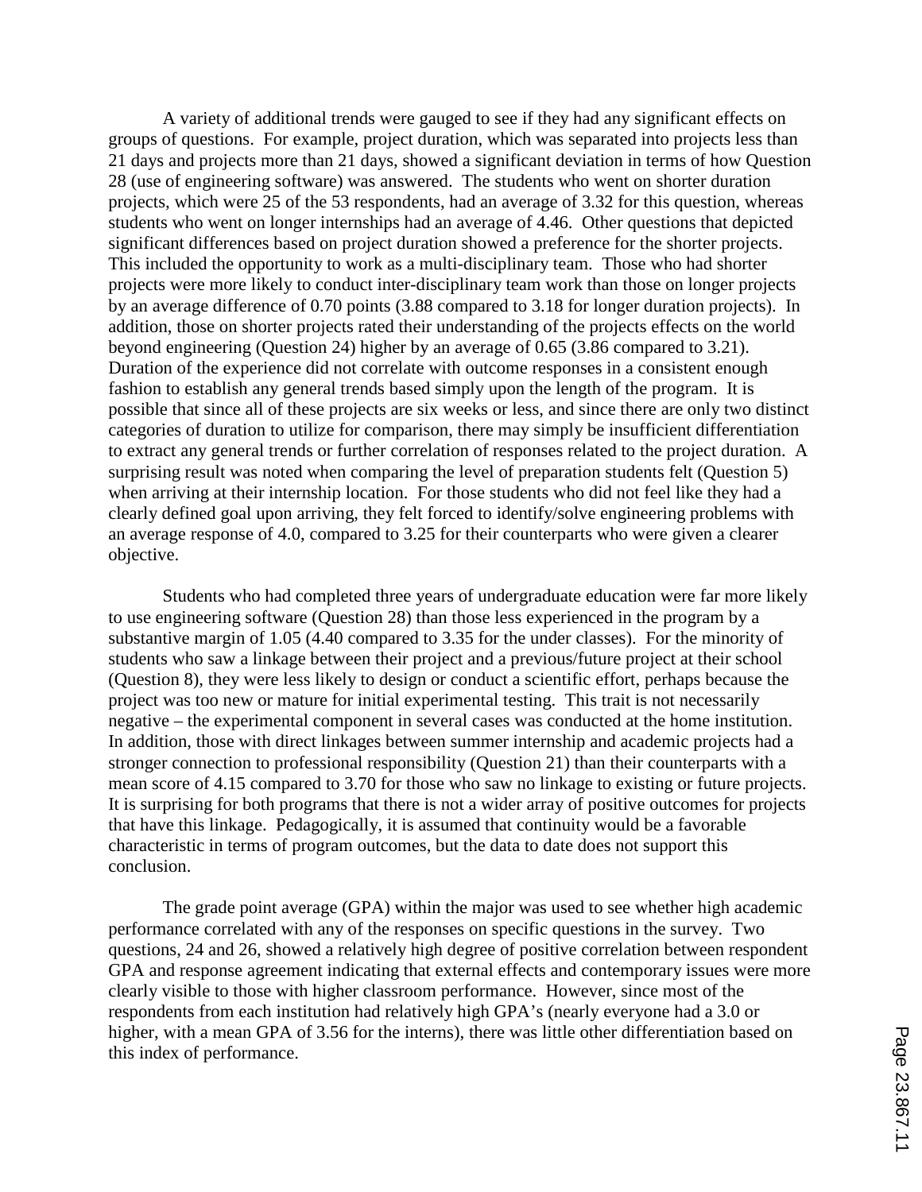A variety of additional trends were gauged to see if they had any significant effects on groups of questions. For example, project duration, which was separated into projects less than 21 days and projects more than 21 days, showed a significant deviation in terms of how Question 28 (use of engineering software) was answered. The students who went on shorter duration projects, which were 25 of the 53 respondents, had an average of 3.32 for this question, whereas students who went on longer internships had an average of 4.46. Other questions that depicted significant differences based on project duration showed a preference for the shorter projects. This included the opportunity to work as a multi-disciplinary team. Those who had shorter projects were more likely to conduct inter-disciplinary team work than those on longer projects by an average difference of 0.70 points (3.88 compared to 3.18 for longer duration projects). In addition, those on shorter projects rated their understanding of the projects effects on the world beyond engineering (Question 24) higher by an average of 0.65 (3.86 compared to 3.21). Duration of the experience did not correlate with outcome responses in a consistent enough fashion to establish any general trends based simply upon the length of the program. It is possible that since all of these projects are six weeks or less, and since there are only two distinct categories of duration to utilize for comparison, there may simply be insufficient differentiation to extract any general trends or further correlation of responses related to the project duration. A surprising result was noted when comparing the level of preparation students felt (Question 5) when arriving at their internship location. For those students who did not feel like they had a clearly defined goal upon arriving, they felt forced to identify/solve engineering problems with an average response of 4.0, compared to 3.25 for their counterparts who were given a clearer objective.

Students who had completed three years of undergraduate education were far more likely to use engineering software (Question 28) than those less experienced in the program by a substantive margin of 1.05 (4.40 compared to 3.35 for the under classes). For the minority of students who saw a linkage between their project and a previous/future project at their school (Question 8), they were less likely to design or conduct a scientific effort, perhaps because the project was too new or mature for initial experimental testing. This trait is not necessarily negative – the experimental component in several cases was conducted at the home institution. In addition, those with direct linkages between summer internship and academic projects had a stronger connection to professional responsibility (Question 21) than their counterparts with a mean score of 4.15 compared to 3.70 for those who saw no linkage to existing or future projects. It is surprising for both programs that there is not a wider array of positive outcomes for projects that have this linkage. Pedagogically, it is assumed that continuity would be a favorable characteristic in terms of program outcomes, but the data to date does not support this conclusion.

The grade point average (GPA) within the major was used to see whether high academic performance correlated with any of the responses on specific questions in the survey. Two questions, 24 and 26, showed a relatively high degree of positive correlation between respondent GPA and response agreement indicating that external effects and contemporary issues were more clearly visible to those with higher classroom performance. However, since most of the respondents from each institution had relatively high GPA's (nearly everyone had a 3.0 or higher, with a mean GPA of 3.56 for the interns), there was little other differentiation based on this index of performance.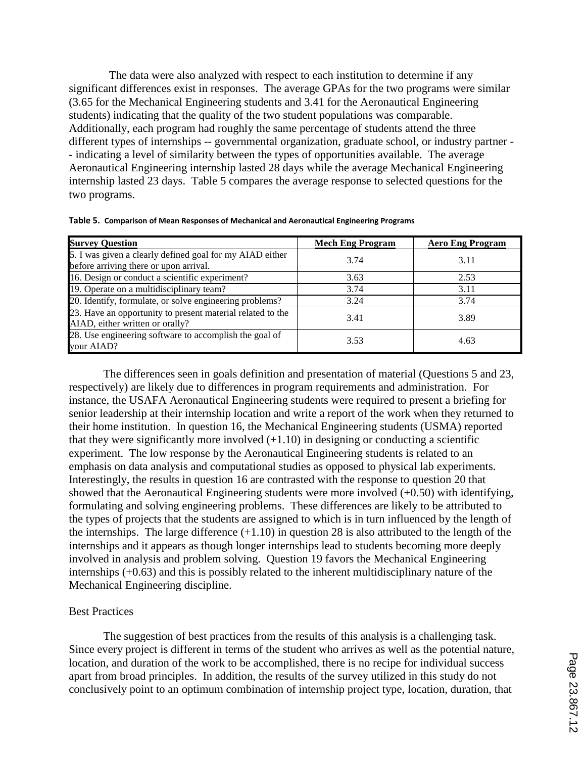The data were also analyzed with respect to each institution to determine if any significant differences exist in responses. The average GPAs for the two programs were similar (3.65 for the Mechanical Engineering students and 3.41 for the Aeronautical Engineering students) indicating that the quality of the two student populations was comparable. Additionally, each program had roughly the same percentage of students attend the three different types of internships -- governmental organization, graduate school, or industry partner -- indicating a level of similarity between the types of opportunities available. The average Aeronautical Engineering internship lasted 28 days while the average Mechanical Engineering internship lasted 23 days. Table 5 compares the average response to selected questions for the two programs.

**Table 5. Comparison of Mean Responses of Mechanical and Aeronautical Engineering Programs**

| Survey Question | Mech Eng Program | Aero Eng Program |
|---|---|---|
| 5. I was given a clearly defined goal for my AIAD either before arriving there or upon arrival. | 3.74 | 3.11 |
| 16. Design or conduct a scientific experiment? | 3.63 | 2.53 |
| 19. Operate on a multidisciplinary team? | 3.74 | 3.11 |
| 20. Identify, formulate, or solve engineering problems? | 3.24 | 3.74 |
| 23. Have an opportunity to present material related to the AIAD, either written or orally? | 3.41 | 3.89 |
| 28. Use engineering software to accomplish the goal of your AIAD? | 3.53 | 4.63 |

The differences seen in goals definition and presentation of material (Questions 5 and 23, respectively) are likely due to differences in program requirements and administration. For instance, the USAFA Aeronautical Engineering students were required to present a briefing for senior leadership at their internship location and write a report of the work when they returned to their home institution. In question 16, the Mechanical Engineering students (USMA) reported that they were significantly more involved (+1.10) in designing or conducting a scientific experiment. The low response by the Aeronautical Engineering students is related to an emphasis on data analysis and computational studies as opposed to physical lab experiments. Interestingly, the results in question 16 are contrasted with the response to question 20 that showed that the Aeronautical Engineering students were more involved (+0.50) with identifying, formulating and solving engineering problems. These differences are likely to be attributed to the types of projects that the students are assigned to which is in turn influenced by the length of the internships. The large difference (+1.10) in question 28 is also attributed to the length of the internships and it appears as though longer internships lead to students becoming more deeply involved in analysis and problem solving. Question 19 favors the Mechanical Engineering internships (+0.63) and this is possibly related to the inherent multidisciplinary nature of the Mechanical Engineering discipline.

## Best Practices

The suggestion of best practices from the results of this analysis is a challenging task. Since every project is different in terms of the student who arrives as well as the potential nature, location, and duration of the work to be accomplished, there is no recipe for individual success apart from broad principles. In addition, the results of the survey utilized in this study do not conclusively point to an optimum combination of internship project type, location, duration, that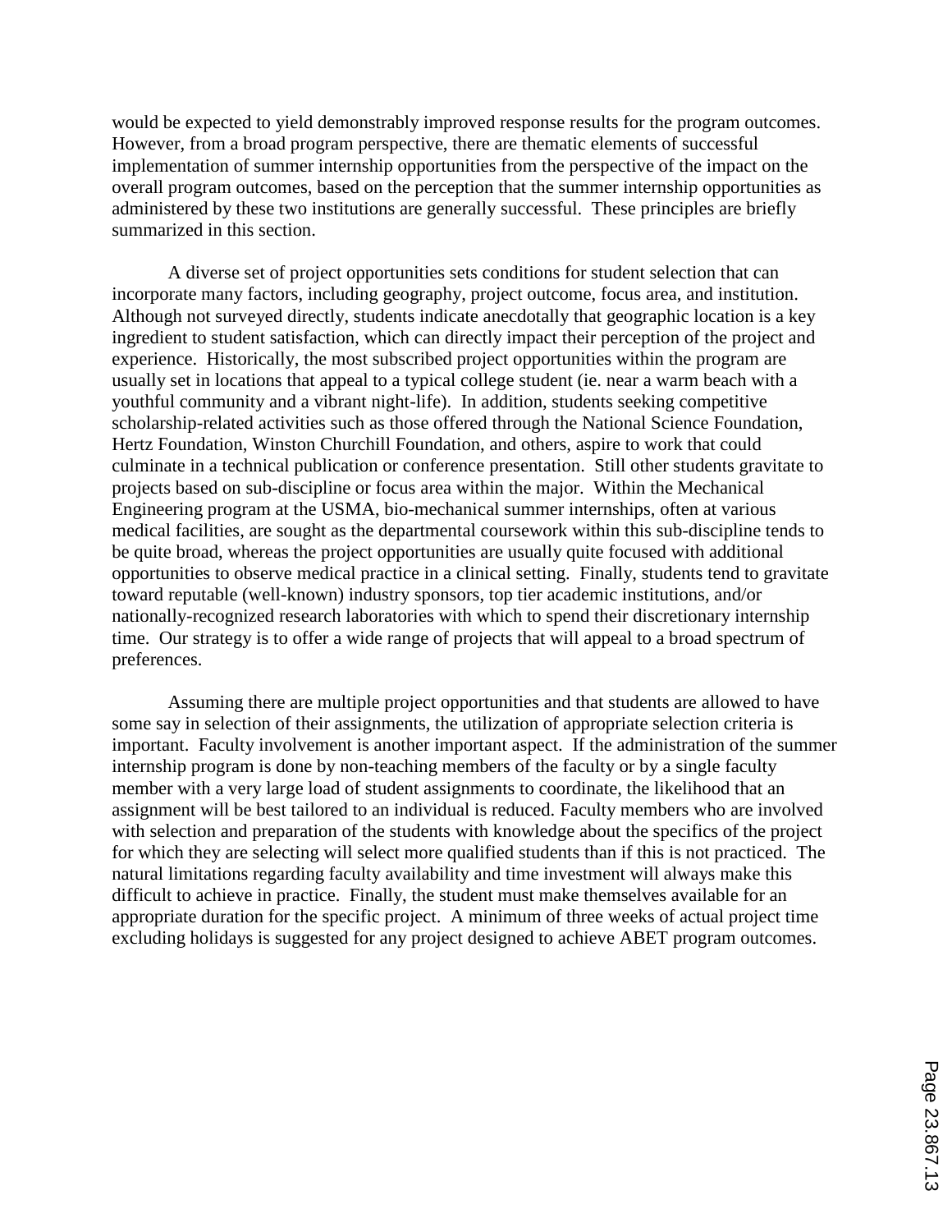would be expected to yield demonstrably improved response results for the program outcomes. However, from a broad program perspective, there are thematic elements of successful implementation of summer internship opportunities from the perspective of the impact on the overall program outcomes, based on the perception that the summer internship opportunities as administered by these two institutions are generally successful. These principles are briefly summarized in this section.

A diverse set of project opportunities sets conditions for student selection that can incorporate many factors, including geography, project outcome, focus area, and institution. Although not surveyed directly, students indicate anecdotally that geographic location is a key ingredient to student satisfaction, which can directly impact their perception of the project and experience. Historically, the most subscribed project opportunities within the program are usually set in locations that appeal to a typical college student (ie. near a warm beach with a youthful community and a vibrant night-life). In addition, students seeking competitive scholarship-related activities such as those offered through the National Science Foundation, Hertz Foundation, Winston Churchill Foundation, and others, aspire to work that could culminate in a technical publication or conference presentation. Still other students gravitate to projects based on sub-discipline or focus area within the major. Within the Mechanical Engineering program at the USMA, bio-mechanical summer internships, often at various medical facilities, are sought as the departmental coursework within this sub-discipline tends to be quite broad, whereas the project opportunities are usually quite focused with additional opportunities to observe medical practice in a clinical setting. Finally, students tend to gravitate toward reputable (well-known) industry sponsors, top tier academic institutions, and/or nationally-recognized research laboratories with which to spend their discretionary internship time. Our strategy is to offer a wide range of projects that will appeal to a broad spectrum of preferences.

Assuming there are multiple project opportunities and that students are allowed to have some say in selection of their assignments, the utilization of appropriate selection criteria is important. Faculty involvement is another important aspect. If the administration of the summer internship program is done by non-teaching members of the faculty or by a single faculty member with a very large load of student assignments to coordinate, the likelihood that an assignment will be best tailored to an individual is reduced. Faculty members who are involved with selection and preparation of the students with knowledge about the specifics of the project for which they are selecting will select more qualified students than if this is not practiced. The natural limitations regarding faculty availability and time investment will always make this difficult to achieve in practice. Finally, the student must make themselves available for an appropriate duration for the specific project. A minimum of three weeks of actual project time excluding holidays is suggested for any project designed to achieve ABET program outcomes.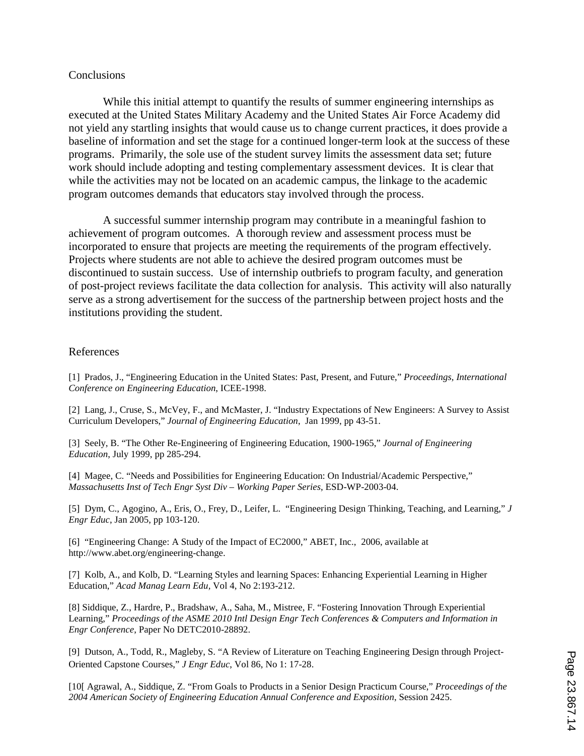## Conclusions

While this initial attempt to quantify the results of summer engineering internships as executed at the United States Military Academy and the United States Air Force Academy did not yield any startling insights that would cause us to change current practices, it does provide a baseline of information and set the stage for a continued longer-term look at the success of these programs. Primarily, the sole use of the student survey limits the assessment data set; future work should include adopting and testing complementary assessment devices. It is clear that while the activities may not be located on an academic campus, the linkage to the academic program outcomes demands that educators stay involved through the process.

A successful summer internship program may contribute in a meaningful fashion to achievement of program outcomes. A thorough review and assessment process must be incorporated to ensure that projects are meeting the requirements of the program effectively. Projects where students are not able to achieve the desired program outcomes must be discontinued to sustain success. Use of internship outbriefs to program faculty, and generation of post-project reviews facilitate the data collection for analysis. This activity will also naturally serve as a strong advertisement for the success of the partnership between project hosts and the institutions providing the student.

## References

[1] Prados, J., "Engineering Education in the United States: Past, Present, and Future," *Proceedings, International Conference on Engineering Education*, ICEE-1998.

[2] Lang, J., Cruse, S., McVey, F., and McMaster, J. "Industry Expectations of New Engineers: A Survey to Assist Curriculum Developers," *Journal of Engineering Education*, Jan 1999, pp 43-51.

[3] Seely, B. "The Other Re-Engineering of Engineering Education, 1900-1965," *Journal of Engineering Education*, July 1999, pp 285-294.

[4] Magee, C. "Needs and Possibilities for Engineering Education: On Industrial/Academic Perspective," *Massachusetts Inst of Tech Engr Syst Div – Working Paper Series*, ESD-WP-2003-04.

[5] Dym, C., Agogino, A., Eris, O., Frey, D., Leifer, L. "Engineering Design Thinking, Teaching, and Learning," *J Engr Educ*, Jan 2005, pp 103-120.

[6] "Engineering Change: A Study of the Impact of EC2000," ABET, Inc., 2006, available at http://www.abet.org/engineering-change.

[7] Kolb, A., and Kolb, D. "Learning Styles and learning Spaces: Enhancing Experiential Learning in Higher Education," *Acad Manag Learn Edu*, Vol 4, No 2:193-212.

[8] Siddique, Z., Hardre, P., Bradshaw, A., Saha, M., Mistree, F. "Fostering Innovation Through Experiential Learning," *Proceedings of the ASME 2010 Intl Design Engr Tech Conferences & Computers and Information in Engr Conference*, Paper No DETC2010-28892.

[9] Dutson, A., Todd, R., Magleby, S. "A Review of Literature on Teaching Engineering Design through Project-Oriented Capstone Courses," *J Engr Educ*, Vol 86, No 1: 17-28.

[10[ Agrawal, A., Siddique, Z. "From Goals to Products in a Senior Design Practicum Course," *Proceedings of the 2004 American Society of Engineering Education Annual Conference and Exposition*, Session 2425.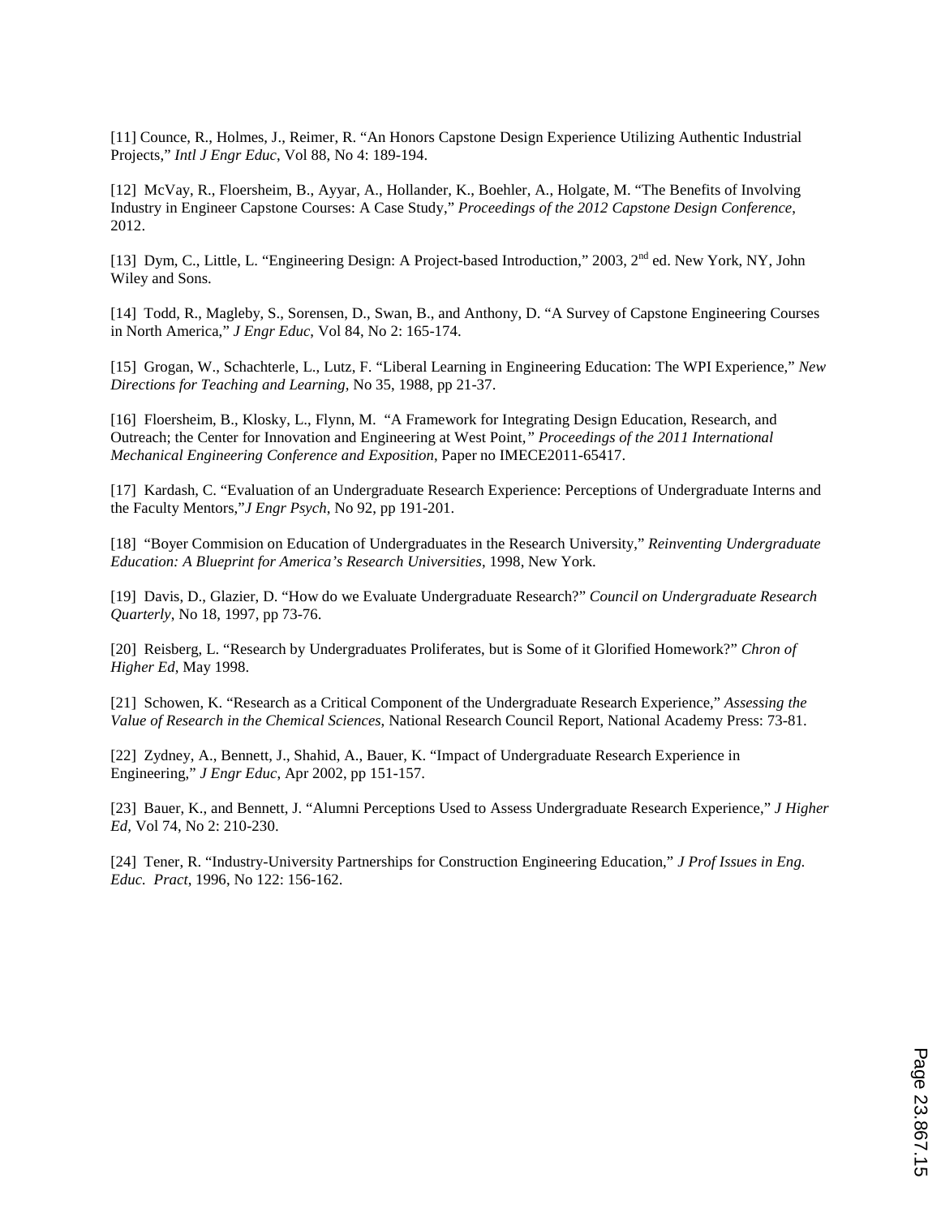[11] Counce, R., Holmes, J., Reimer, R. "An Honors Capstone Design Experience Utilizing Authentic Industrial Projects," *Intl J Engr Educ*, Vol 88, No 4: 189-194.

[12] McVay, R., Floersheim, B., Ayyar, A., Hollander, K., Boehler, A., Holgate, M. "The Benefits of Involving Industry in Engineer Capstone Courses: A Case Study," *Proceedings of the 2012 Capstone Design Conference*, 2012.

[13] Dym, C., Little, L. "Engineering Design: A Project-based Introduction," 2003, 2nd ed. New York, NY, John Wiley and Sons.

[14] Todd, R., Magleby, S., Sorensen, D., Swan, B., and Anthony, D. "A Survey of Capstone Engineering Courses in North America," *J Engr Educ*, Vol 84, No 2: 165-174.

[15] Grogan, W., Schachterle, L., Lutz, F. "Liberal Learning in Engineering Education: The WPI Experience," *New Directions for Teaching and Learning*, No 35, 1988, pp 21-37.

[16] Floersheim, B., Klosky, L., Flynn, M. "A Framework for Integrating Design Education, Research, and Outreach; the Center for Innovation and Engineering at West Point," *Proceedings of the 2011 International Mechanical Engineering Conference and Exposition*, Paper no IMECE2011-65417.

[17] Kardash, C. "Evaluation of an Undergraduate Research Experience: Perceptions of Undergraduate Interns and the Faculty Mentors,"*J Engr Psych*, No 92, pp 191-201.

[18] "Boyer Commision on Education of Undergraduates in the Research University," *Reinventing Undergraduate Education: A Blueprint for America's Research Universities*, 1998, New York.

[19] Davis, D., Glazier, D. "How do we Evaluate Undergraduate Research?" *Council on Undergraduate Research Quarterly*, No 18, 1997, pp 73-76.

[20] Reisberg, L. "Research by Undergraduates Proliferates, but is Some of it Glorified Homework?" *Chron of Higher Ed*, May 1998.

[21] Schowen, K. "Research as a Critical Component of the Undergraduate Research Experience," *Assessing the Value of Research in the Chemical Sciences*, National Research Council Report, National Academy Press: 73-81.

[22] Zydney, A., Bennett, J., Shahid, A., Bauer, K. "Impact of Undergraduate Research Experience in Engineering," *J Engr Educ*, Apr 2002, pp 151-157.

[23] Bauer, K., and Bennett, J. "Alumni Perceptions Used to Assess Undergraduate Research Experience," *J Higher Ed*, Vol 74, No 2: 210-230.

[24] Tener, R. "Industry-University Partnerships for Construction Engineering Education," *J Prof Issues in Eng. Educ. Pract*, 1996, No 122: 156-162.